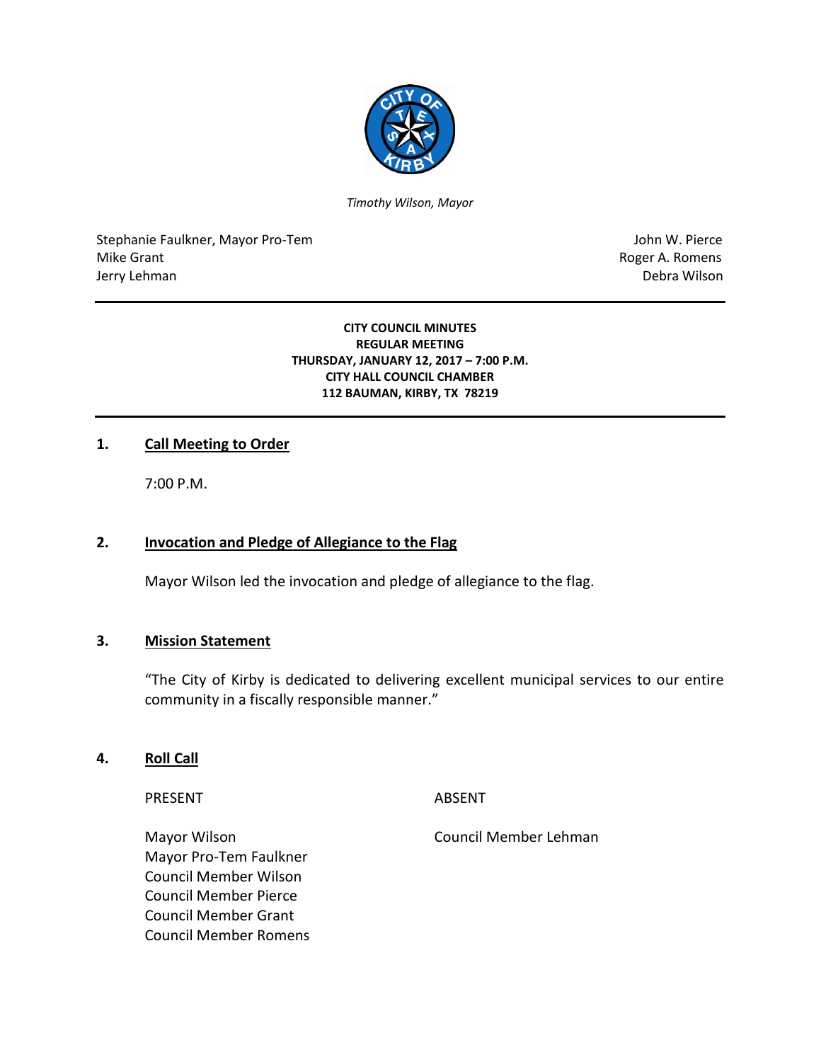*Timothy Wilson, Mayor*

Stephanie Faulkner, Mayor Pro-Tem
Mike Grant
Jerry Lehman

John W. Pierce
Roger A. Romens
Debra Wilson

**CITY COUNCIL MINUTES**
**REGULAR MEETING**
**THURSDAY, JANUARY 12, 2017 – 7:00 P.M.**
**CITY HALL COUNCIL CHAMBER**
**112 BAUMAN, KIRBY, TX 78219**

## 1. Call Meeting to Order

7:00 P.M.

## 2. Invocation and Pledge of Allegiance to the Flag

Mayor Wilson led the invocation and pledge of allegiance to the flag.

## 3. Mission Statement

"The City of Kirby is dedicated to delivering excellent municipal services to our entire community in a fiscally responsible manner."

## 4. Roll Call

| PRESENT | ABSENT |
|---|---|
| Mayor Wilson | Council Member Lehman |
| Mayor Pro-Tem Faulkner | |
| Council Member Wilson | |
| Council Member Pierce | |
| Council Member Grant | |
| Council Member Romens | |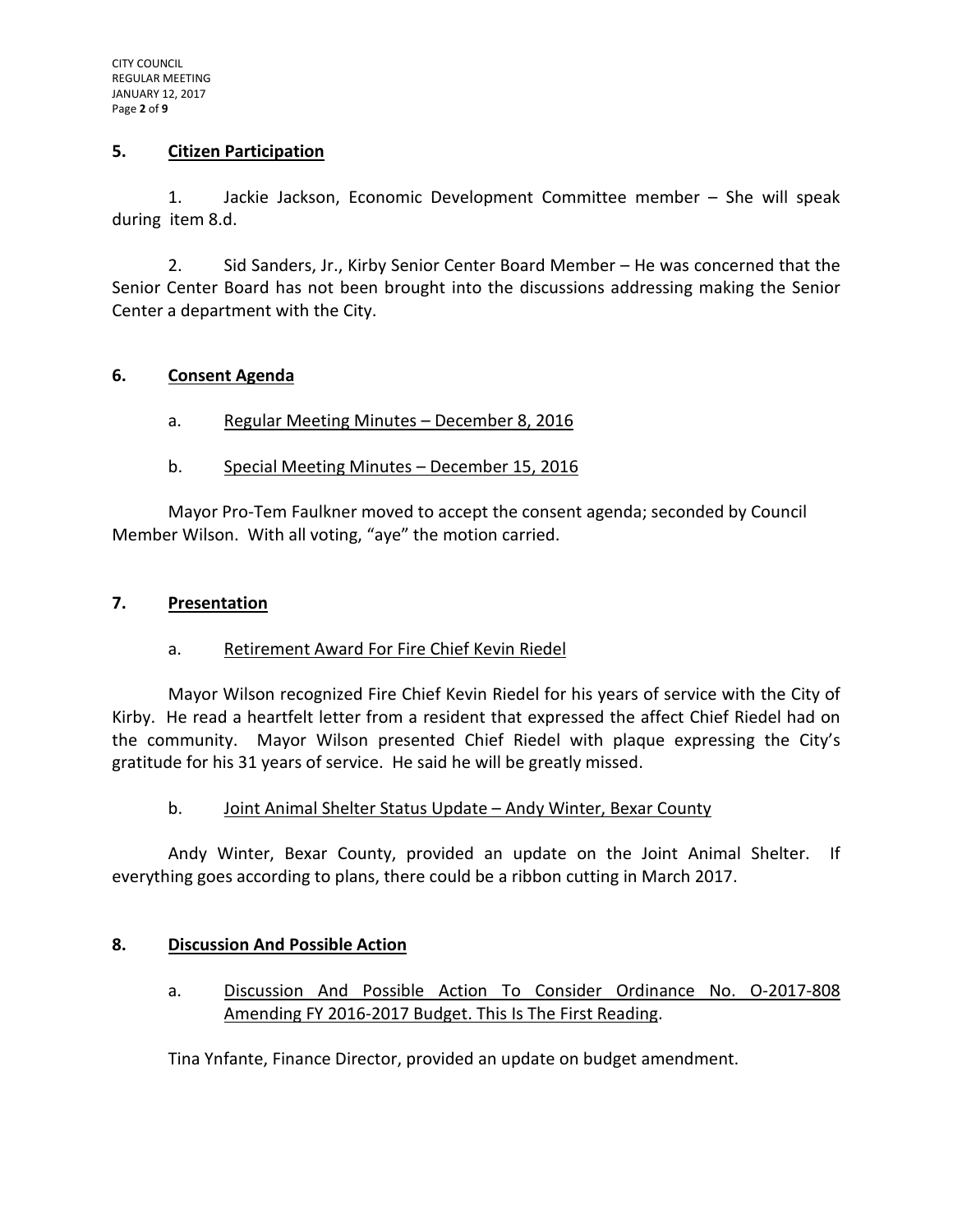## 5. Citizen Participation

1. Jackie Jackson, Economic Development Committee member – She will speak during item 8.d.

2. Sid Sanders, Jr., Kirby Senior Center Board Member – He was concerned that the Senior Center Board has not been brought into the discussions addressing making the Senior Center a department with the City.

## 6. Consent Agenda

a. Regular Meeting Minutes – December 8, 2016

b. Special Meeting Minutes – December 15, 2016

Mayor Pro-Tem Faulkner moved to accept the consent agenda; seconded by Council Member Wilson. With all voting, "aye" the motion carried.

## 7. Presentation

a. Retirement Award For Fire Chief Kevin Riedel

Mayor Wilson recognized Fire Chief Kevin Riedel for his years of service with the City of Kirby. He read a heartfelt letter from a resident that expressed the affect Chief Riedel had on the community. Mayor Wilson presented Chief Riedel with plaque expressing the City's gratitude for his 31 years of service. He said he will be greatly missed.

b. Joint Animal Shelter Status Update – Andy Winter, Bexar County

Andy Winter, Bexar County, provided an update on the Joint Animal Shelter. If everything goes according to plans, there could be a ribbon cutting in March 2017.

## 8. Discussion And Possible Action

a. Discussion And Possible Action To Consider Ordinance No. O-2017-808 Amending FY 2016-2017 Budget. This Is The First Reading.

Tina Ynfante, Finance Director, provided an update on budget amendment.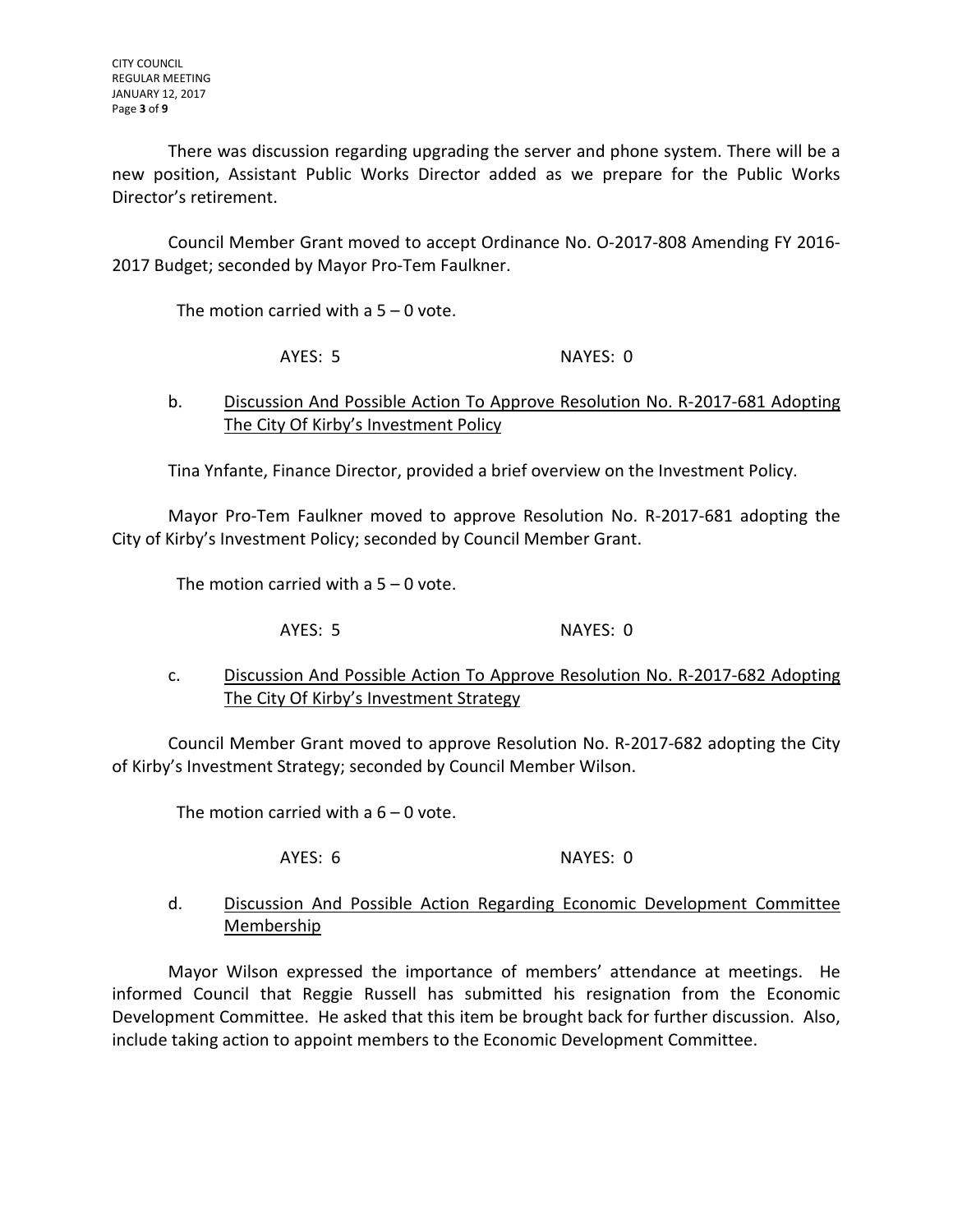There was discussion regarding upgrading the server and phone system. There will be a new position, Assistant Public Works Director added as we prepare for the Public Works Director's retirement.

Council Member Grant moved to accept Ordinance No. O-2017-808 Amending FY 2016-2017 Budget; seconded by Mayor Pro-Tem Faulkner.

The motion carried with a 5 – 0 vote.

AYES: 5 NAYES: 0

b. <u>Discussion And Possible Action To Approve Resolution No. R-2017-681 Adopting The City Of Kirby's Investment Policy</u>

Tina Ynfante, Finance Director, provided a brief overview on the Investment Policy.

Mayor Pro-Tem Faulkner moved to approve Resolution No. R-2017-681 adopting the City of Kirby's Investment Policy; seconded by Council Member Grant.

The motion carried with a 5 – 0 vote.

AYES: 5 NAYES: 0

c. <u>Discussion And Possible Action To Approve Resolution No. R-2017-682 Adopting The City Of Kirby's Investment Strategy</u>

Council Member Grant moved to approve Resolution No. R-2017-682 adopting the City of Kirby's Investment Strategy; seconded by Council Member Wilson.

The motion carried with a 6 – 0 vote.

AYES: 6 NAYES: 0

d. <u>Discussion And Possible Action Regarding Economic Development Committee Membership</u>

Mayor Wilson expressed the importance of members' attendance at meetings. He informed Council that Reggie Russell has submitted his resignation from the Economic Development Committee. He asked that this item be brought back for further discussion. Also, include taking action to appoint members to the Economic Development Committee.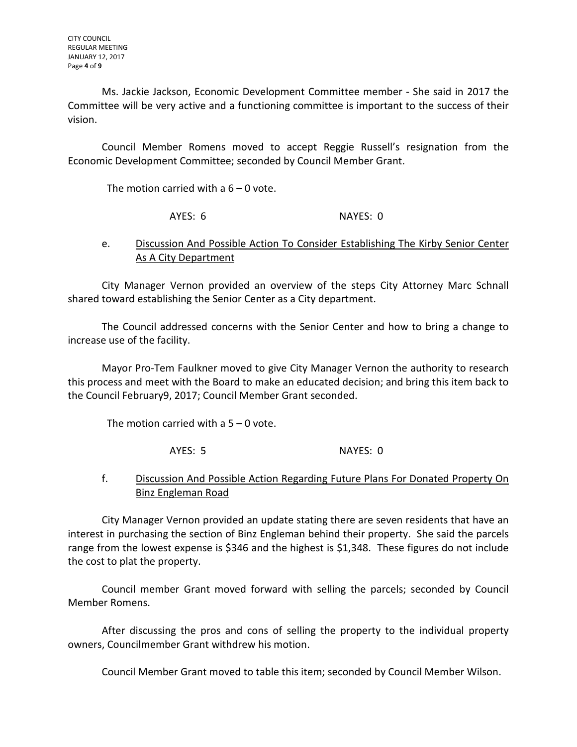Ms. Jackie Jackson, Economic Development Committee member - She said in 2017 the Committee will be very active and a functioning committee is important to the success of their vision.

Council Member Romens moved to accept Reggie Russell's resignation from the Economic Development Committee; seconded by Council Member Grant.

The motion carried with a 6 – 0 vote.

AYES: 6 NAYES: 0

e. Discussion And Possible Action To Consider Establishing The Kirby Senior Center As A City Department

City Manager Vernon provided an overview of the steps City Attorney Marc Schnall shared toward establishing the Senior Center as a City department.

The Council addressed concerns with the Senior Center and how to bring a change to increase use of the facility.

Mayor Pro-Tem Faulkner moved to give City Manager Vernon the authority to research this process and meet with the Board to make an educated decision; and bring this item back to the Council February9, 2017; Council Member Grant seconded.

The motion carried with a 5 – 0 vote.

AYES: 5 NAYES: 0

f. Discussion And Possible Action Regarding Future Plans For Donated Property On Binz Engleman Road

City Manager Vernon provided an update stating there are seven residents that have an interest in purchasing the section of Binz Engleman behind their property. She said the parcels range from the lowest expense is $346 and the highest is $1,348. These figures do not include the cost to plat the property.

Council member Grant moved forward with selling the parcels; seconded by Council Member Romens.

After discussing the pros and cons of selling the property to the individual property owners, Councilmember Grant withdrew his motion.

Council Member Grant moved to table this item; seconded by Council Member Wilson.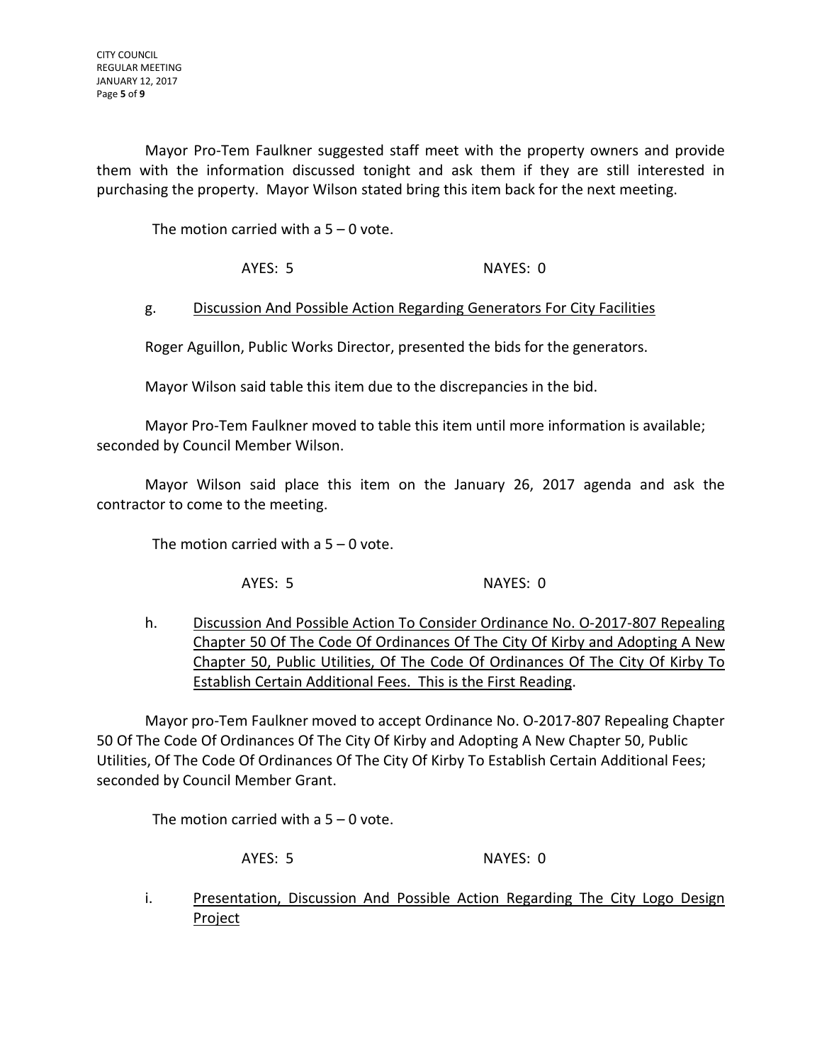Mayor Pro-Tem Faulkner suggested staff meet with the property owners and provide them with the information discussed tonight and ask them if they are still interested in purchasing the property. Mayor Wilson stated bring this item back for the next meeting.

The motion carried with a 5 – 0 vote.

AYES: 5 NAYES: 0

g. Discussion And Possible Action Regarding Generators For City Facilities

Roger Aguillon, Public Works Director, presented the bids for the generators.

Mayor Wilson said table this item due to the discrepancies in the bid.

Mayor Pro-Tem Faulkner moved to table this item until more information is available; seconded by Council Member Wilson.

Mayor Wilson said place this item on the January 26, 2017 agenda and ask the contractor to come to the meeting.

The motion carried with a 5 – 0 vote.

AYES: 5 NAYES: 0

h. Discussion And Possible Action To Consider Ordinance No. O-2017-807 Repealing Chapter 50 Of The Code Of Ordinances Of The City Of Kirby and Adopting A New Chapter 50, Public Utilities, Of The Code Of Ordinances Of The City Of Kirby To Establish Certain Additional Fees. This is the First Reading.

Mayor pro-Tem Faulkner moved to accept Ordinance No. O-2017-807 Repealing Chapter 50 Of The Code Of Ordinances Of The City Of Kirby and Adopting A New Chapter 50, Public Utilities, Of The Code Of Ordinances Of The City Of Kirby To Establish Certain Additional Fees; seconded by Council Member Grant.

The motion carried with a 5 – 0 vote.

AYES: 5 NAYES: 0

i. Presentation, Discussion And Possible Action Regarding The City Logo Design Project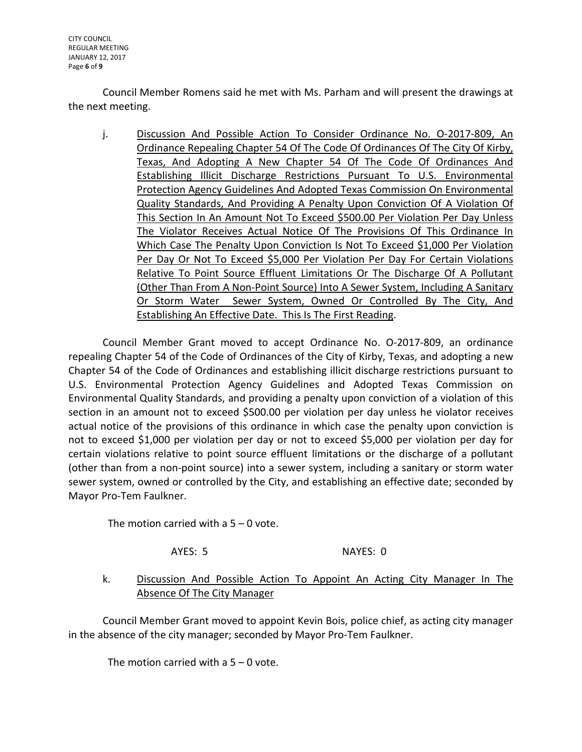Council Member Romens said he met with Ms. Parham and will present the drawings at the next meeting.

j. <u>Discussion And Possible Action To Consider Ordinance No. O-2017-809, An Ordinance Repealing Chapter 54 Of The Code Of Ordinances Of The City Of Kirby, Texas, And Adopting A New Chapter 54 Of The Code Of Ordinances And Establishing Illicit Discharge Restrictions Pursuant To U.S. Environmental Protection Agency Guidelines And Adopted Texas Commission On Environmental Quality Standards, And Providing A Penalty Upon Conviction Of A Violation Of This Section In An Amount Not To Exceed $500.00 Per Violation Per Day Unless The Violator Receives Actual Notice Of The Provisions Of This Ordinance In Which Case The Penalty Upon Conviction Is Not To Exceed $1,000 Per Violation Per Day Or Not To Exceed $5,000 Per Violation Per Day For Certain Violations Relative To Point Source Effluent Limitations Or The Discharge Of A Pollutant (Other Than From A Non-Point Source) Into A Sewer System, Including A Sanitary Or Storm Water Sewer System, Owned Or Controlled By The City, And Establishing An Effective Date. This Is The First Reading</u>.

Council Member Grant moved to accept Ordinance No. O-2017-809, an ordinance repealing Chapter 54 of the Code of Ordinances of the City of Kirby, Texas, and adopting a new Chapter 54 of the Code of Ordinances and establishing illicit discharge restrictions pursuant to U.S. Environmental Protection Agency Guidelines and Adopted Texas Commission on Environmental Quality Standards, and providing a penalty upon conviction of a violation of this section in an amount not to exceed $500.00 per violation per day unless he violator receives actual notice of the provisions of this ordinance in which case the penalty upon conviction is not to exceed $1,000 per violation per day or not to exceed $5,000 per violation per day for certain violations relative to point source effluent limitations or the discharge of a pollutant (other than from a non-point source) into a sewer system, including a sanitary or storm water sewer system, owned or controlled by the City, and establishing an effective date; seconded by Mayor Pro-Tem Faulkner.

The motion carried with a 5 – 0 vote.

AYES: 5 NAYES: 0

k. <u>Discussion And Possible Action To Appoint An Acting City Manager In The Absence Of The City Manager</u>

Council Member Grant moved to appoint Kevin Bois, police chief, as acting city manager in the absence of the city manager; seconded by Mayor Pro-Tem Faulkner.

The motion carried with a 5 – 0 vote.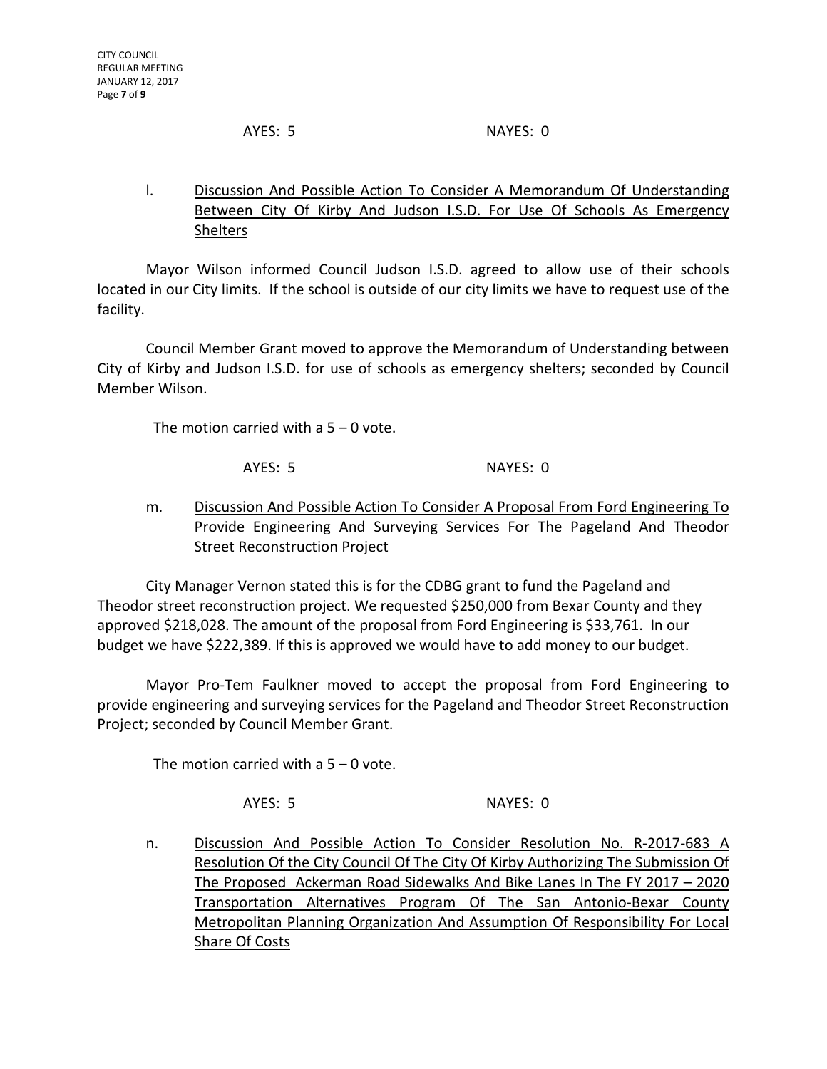AYES: 5 NAYES: 0

l. <u>Discussion And Possible Action To Consider A Memorandum Of Understanding Between City Of Kirby And Judson I.S.D. For Use Of Schools As Emergency Shelters</u>

Mayor Wilson informed Council Judson I.S.D. agreed to allow use of their schools located in our City limits. If the school is outside of our city limits we have to request use of the facility.

Council Member Grant moved to approve the Memorandum of Understanding between City of Kirby and Judson I.S.D. for use of schools as emergency shelters; seconded by Council Member Wilson.

The motion carried with a 5 – 0 vote.

AYES: 5 NAYES: 0

m. <u>Discussion And Possible Action To Consider A Proposal From Ford Engineering To Provide Engineering And Surveying Services For The Pageland And Theodor Street Reconstruction Project</u>

City Manager Vernon stated this is for the CDBG grant to fund the Pageland and Theodor street reconstruction project. We requested $250,000 from Bexar County and they approved $218,028. The amount of the proposal from Ford Engineering is $33,761. In our budget we have $222,389. If this is approved we would have to add money to our budget.

Mayor Pro-Tem Faulkner moved to accept the proposal from Ford Engineering to provide engineering and surveying services for the Pageland and Theodor Street Reconstruction Project; seconded by Council Member Grant.

The motion carried with a 5 – 0 vote.

AYES: 5 NAYES: 0

n. <u>Discussion And Possible Action To Consider Resolution No. R-2017-683 A Resolution Of the City Council Of The City Of Kirby Authorizing The Submission Of The Proposed Ackerman Road Sidewalks And Bike Lanes In The FY 2017 – 2020 Transportation Alternatives Program Of The San Antonio-Bexar County Metropolitan Planning Organization And Assumption Of Responsibility For Local Share Of Costs</u>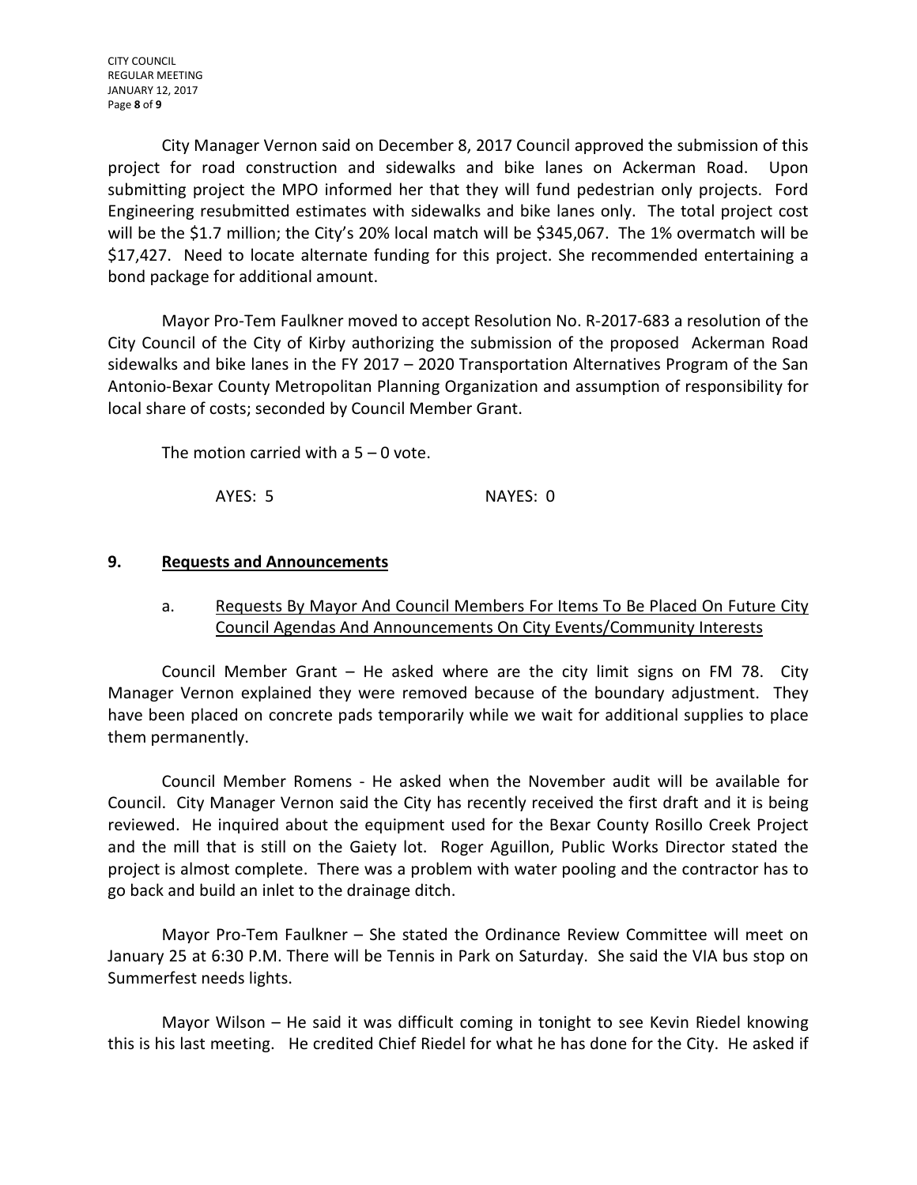City Manager Vernon said on December 8, 2017 Council approved the submission of this project for road construction and sidewalks and bike lanes on Ackerman Road. Upon submitting project the MPO informed her that they will fund pedestrian only projects. Ford Engineering resubmitted estimates with sidewalks and bike lanes only. The total project cost will be the $1.7 million; the City's 20% local match will be $345,067. The 1% overmatch will be $17,427. Need to locate alternate funding for this project. She recommended entertaining a bond package for additional amount.

Mayor Pro-Tem Faulkner moved to accept Resolution No. R-2017-683 a resolution of the City Council of the City of Kirby authorizing the submission of the proposed Ackerman Road sidewalks and bike lanes in the FY 2017 – 2020 Transportation Alternatives Program of the San Antonio-Bexar County Metropolitan Planning Organization and assumption of responsibility for local share of costs; seconded by Council Member Grant.

The motion carried with a 5 – 0 vote.

AYES: 5 NAYES: 0

## 9. Requests and Announcements

a. Requests By Mayor And Council Members For Items To Be Placed On Future City Council Agendas And Announcements On City Events/Community Interests

Council Member Grant – He asked where are the city limit signs on FM 78. City Manager Vernon explained they were removed because of the boundary adjustment. They have been placed on concrete pads temporarily while we wait for additional supplies to place them permanently.

Council Member Romens - He asked when the November audit will be available for Council. City Manager Vernon said the City has recently received the first draft and it is being reviewed. He inquired about the equipment used for the Bexar County Rosillo Creek Project and the mill that is still on the Gaiety lot. Roger Aguillon, Public Works Director stated the project is almost complete. There was a problem with water pooling and the contractor has to go back and build an inlet to the drainage ditch.

Mayor Pro-Tem Faulkner – She stated the Ordinance Review Committee will meet on January 25 at 6:30 P.M. There will be Tennis in Park on Saturday. She said the VIA bus stop on Summerfest needs lights.

Mayor Wilson – He said it was difficult coming in tonight to see Kevin Riedel knowing this is his last meeting. He credited Chief Riedel for what he has done for the City. He asked if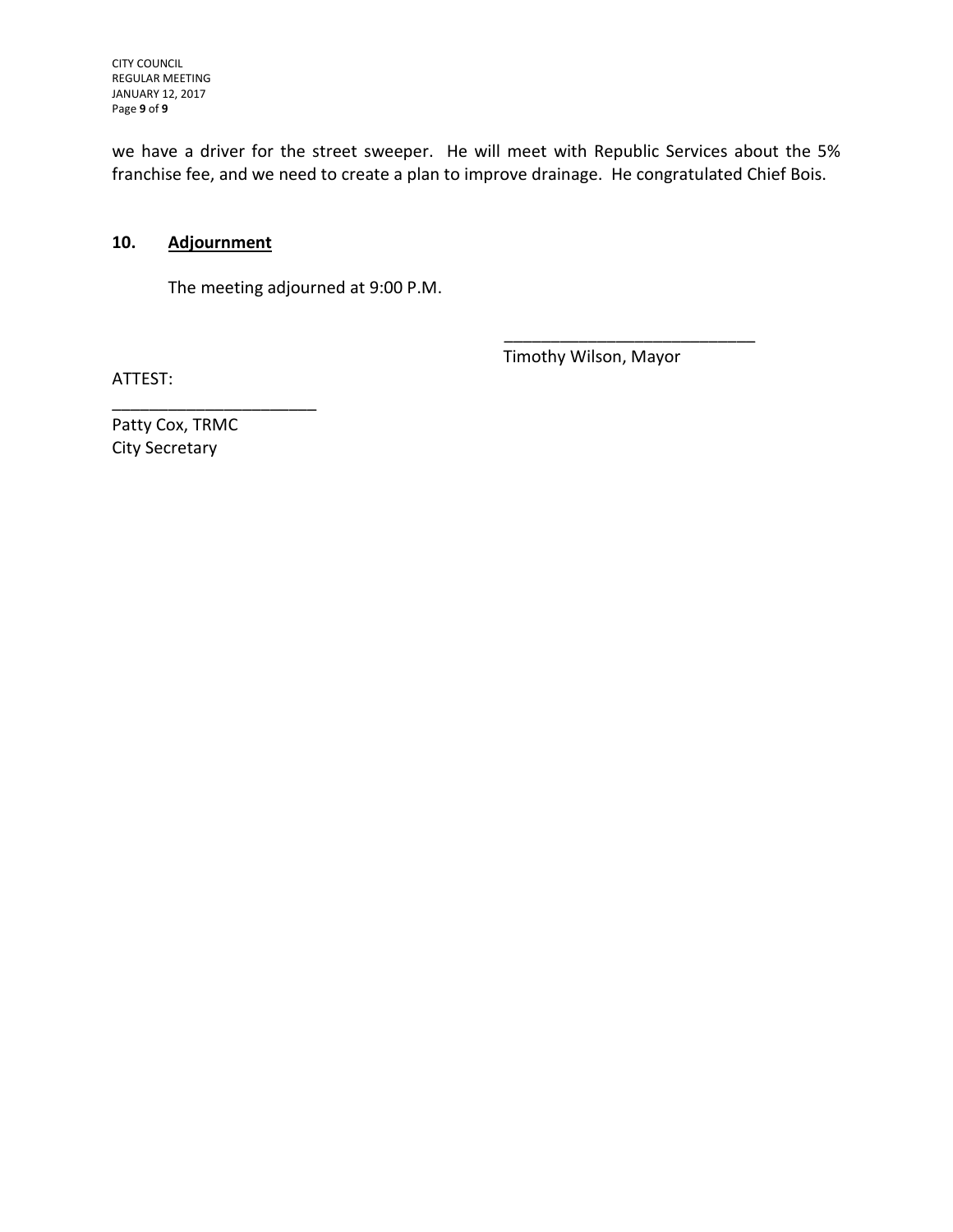we have a driver for the street sweeper. He will meet with Republic Services about the 5% franchise fee, and we need to create a plan to improve drainage. He congratulated Chief Bois.

## 10. **Adjournment**

The meeting adjourned at 9:00 P.M.

___________________________
Timothy Wilson, Mayor

ATTEST:

______________________
Patty Cox, TRMC
City Secretary